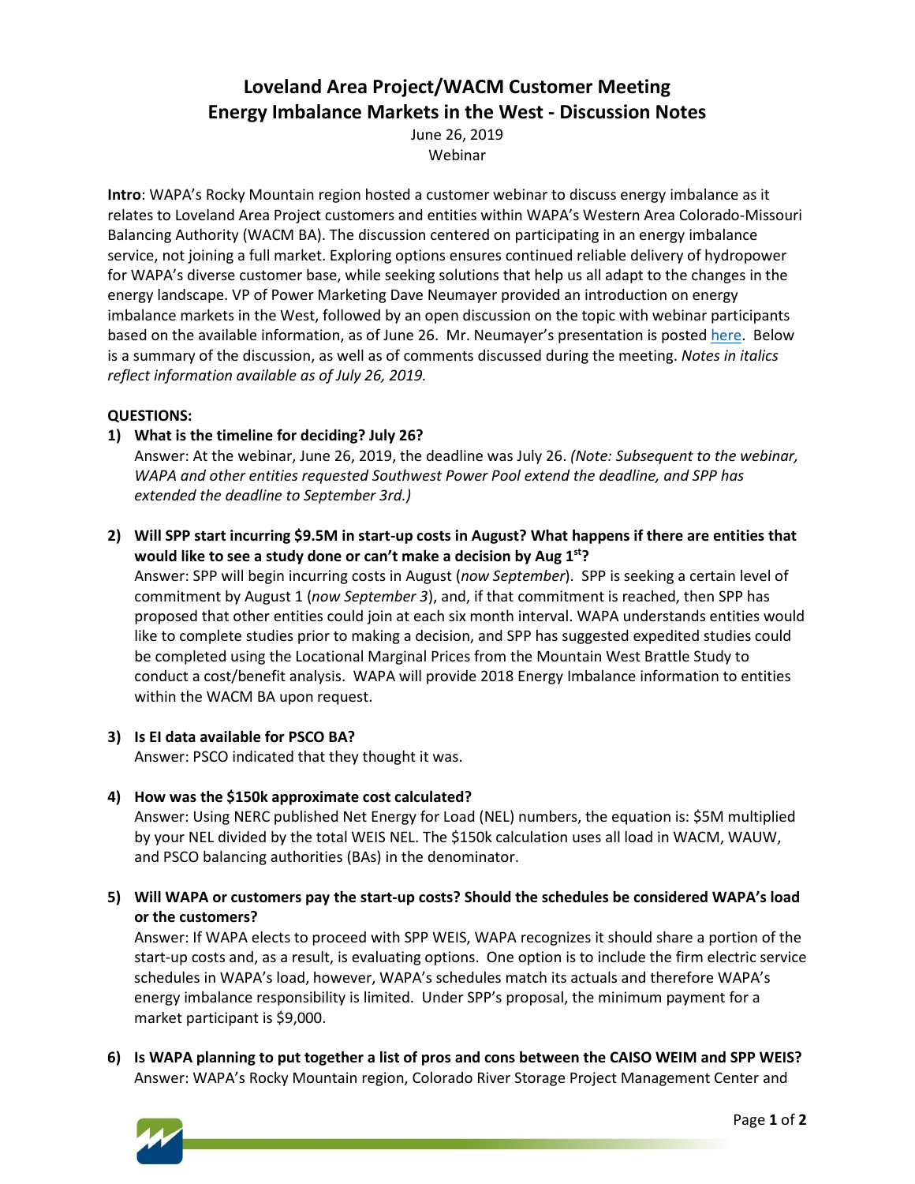# Loveland Area Project/WACM Customer Meeting
## Energy Imbalance Markets in the West - Discussion Notes

June 26, 2019
Webinar

**Intro**: WAPA's Rocky Mountain region hosted a customer webinar to discuss energy imbalance as it relates to Loveland Area Project customers and entities within WAPA's Western Area Colorado-Missouri Balancing Authority (WACM BA). The discussion centered on participating in an energy imbalance service, not joining a full market. Exploring options ensures continued reliable delivery of hydropower for WAPA's diverse customer base, while seeking solutions that help us all adapt to the changes in the energy landscape. VP of Power Marketing Dave Neumayer provided an introduction on energy imbalance markets in the West, followed by an open discussion on the topic with webinar participants based on the available information, as of June 26. Mr. Neumayer's presentation is posted here. Below is a summary of the discussion, as well as of comments discussed during the meeting. *Notes in italics reflect information available as of July 26, 2019.*

**QUESTIONS:**

1) **What is the timeline for deciding? July 26?**
   Answer: At the webinar, June 26, 2019, the deadline was July 26. *(Note: Subsequent to the webinar, WAPA and other entities requested Southwest Power Pool extend the deadline, and SPP has extended the deadline to September 3rd.)*

2) **Will SPP start incurring $9.5M in start-up costs in August? What happens if there are entities that would like to see a study done or can't make a decision by Aug 1st?**
   Answer: SPP will begin incurring costs in August (*now September*). SPP is seeking a certain level of commitment by August 1 (*now September 3*), and, if that commitment is reached, then SPP has proposed that other entities could join at each six month interval. WAPA understands entities would like to complete studies prior to making a decision, and SPP has suggested expedited studies could be completed using the Locational Marginal Prices from the Mountain West Brattle Study to conduct a cost/benefit analysis. WAPA will provide 2018 Energy Imbalance information to entities within the WACM BA upon request.

3) **Is EI data available for PSCO BA?**
   Answer: PSCO indicated that they thought it was.

4) **How was the $150k approximate cost calculated?**
   Answer: Using NERC published Net Energy for Load (NEL) numbers, the equation is: $5M multiplied by your NEL divided by the total WEIS NEL. The $150k calculation uses all load in WACM, WAUW, and PSCO balancing authorities (BAs) in the denominator.

5) **Will WAPA or customers pay the start-up costs? Should the schedules be considered WAPA's load or the customers?**
   Answer: If WAPA elects to proceed with SPP WEIS, WAPA recognizes it should share a portion of the start-up costs and, as a result, is evaluating options. One option is to include the firm electric service schedules in WAPA's load, however, WAPA's schedules match its actuals and therefore WAPA's energy imbalance responsibility is limited. Under SPP's proposal, the minimum payment for a market participant is $9,000.

6) **Is WAPA planning to put together a list of pros and cons between the CAISO WEIM and SPP WEIS?**
   Answer: WAPA's Rocky Mountain region, Colorado River Storage Project Management Center and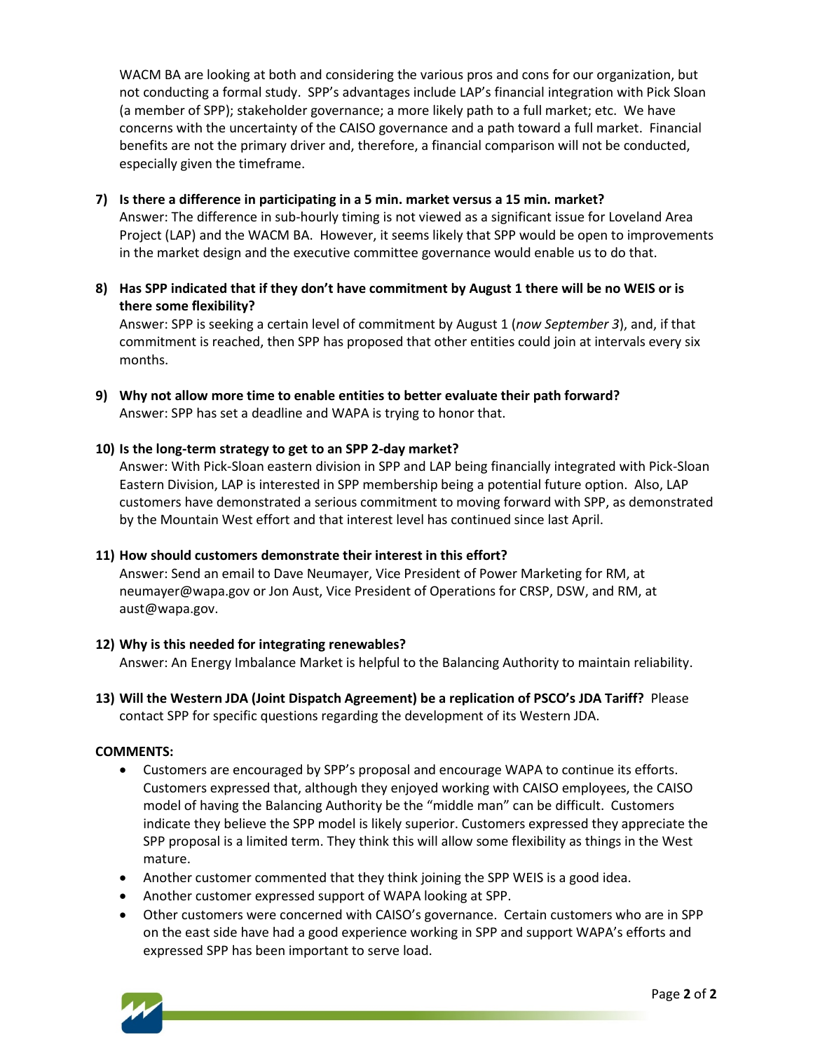WACM BA are looking at both and considering the various pros and cons for our organization, but not conducting a formal study. SPP's advantages include LAP's financial integration with Pick Sloan (a member of SPP); stakeholder governance; a more likely path to a full market; etc. We have concerns with the uncertainty of the CAISO governance and a path toward a full market. Financial benefits are not the primary driver and, therefore, a financial comparison will not be conducted, especially given the timeframe.

7) **Is there a difference in participating in a 5 min. market versus a 15 min. market?**
   Answer: The difference in sub-hourly timing is not viewed as a significant issue for Loveland Area Project (LAP) and the WACM BA. However, it seems likely that SPP would be open to improvements in the market design and the executive committee governance would enable us to do that.

8) **Has SPP indicated that if they don't have commitment by August 1 there will be no WEIS or is there some flexibility?**
   Answer: SPP is seeking a certain level of commitment by August 1 (*now September 3*), and, if that commitment is reached, then SPP has proposed that other entities could join at intervals every six months.

9) **Why not allow more time to enable entities to better evaluate their path forward?**
   Answer: SPP has set a deadline and WAPA is trying to honor that.

10) **Is the long-term strategy to get to an SPP 2-day market?**
    Answer: With Pick-Sloan eastern division in SPP and LAP being financially integrated with Pick-Sloan Eastern Division, LAP is interested in SPP membership being a potential future option. Also, LAP customers have demonstrated a serious commitment to moving forward with SPP, as demonstrated by the Mountain West effort and that interest level has continued since last April.

11) **How should customers demonstrate their interest in this effort?**
    Answer: Send an email to Dave Neumayer, Vice President of Power Marketing for RM, at neumayer@wapa.gov or Jon Aust, Vice President of Operations for CRSP, DSW, and RM, at aust@wapa.gov.

12) **Why is this needed for integrating renewables?**
    Answer: An Energy Imbalance Market is helpful to the Balancing Authority to maintain reliability.

13) **Will the Western JDA (Joint Dispatch Agreement) be a replication of PSCO's JDA Tariff?** Please contact SPP for specific questions regarding the development of its Western JDA.

**COMMENTS:**

- Customers are encouraged by SPP's proposal and encourage WAPA to continue its efforts. Customers expressed that, although they enjoyed working with CAISO employees, the CAISO model of having the Balancing Authority be the "middle man" can be difficult. Customers indicate they believe the SPP model is likely superior. Customers expressed they appreciate the SPP proposal is a limited term. They think this will allow some flexibility as things in the West mature.
- Another customer commented that they think joining the SPP WEIS is a good idea.
- Another customer expressed support of WAPA looking at SPP.
- Other customers were concerned with CAISO's governance. Certain customers who are in SPP on the east side have had a good experience working in SPP and support WAPA's efforts and expressed SPP has been important to serve load.